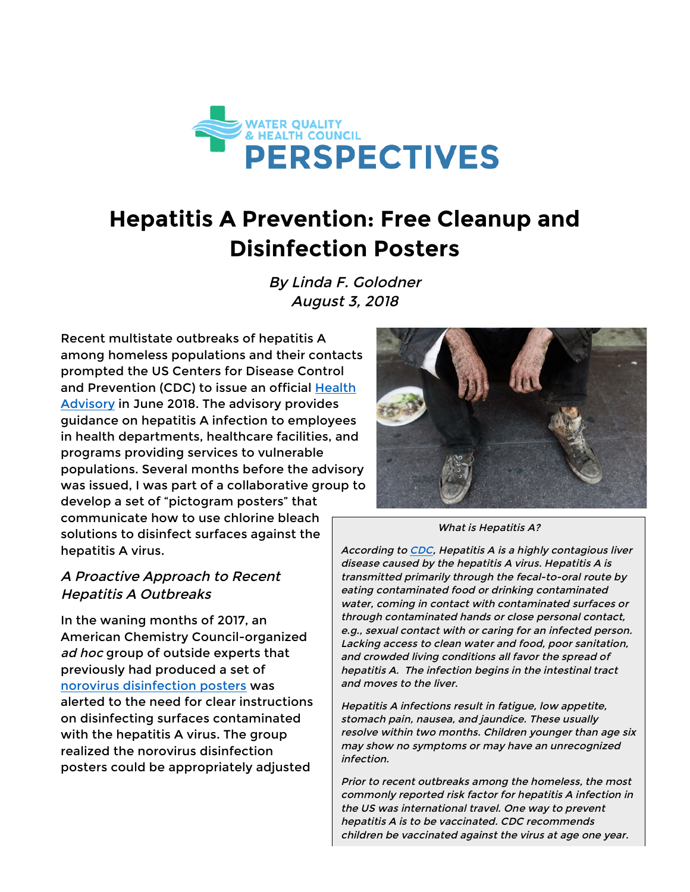WATER QUALITY & HEALTH COUNCIL

PERSPECTIVES

# Hepatitis A Prevention: Free Cleanup and Disinfection Posters

*By Linda F. Golodner*
*August 3, 2018*

Recent multistate outbreaks of hepatitis A among homeless populations and their contacts prompted the US Centers for Disease Control and Prevention (CDC) to issue an official Health Advisory in June 2018. The advisory provides guidance on hepatitis A infection to employees in health departments, healthcare facilities, and programs providing services to vulnerable populations. Several months before the advisory was issued, I was part of a collaborative group to develop a set of "pictogram posters" that communicate how to use chlorine bleach solutions to disinfect surfaces against the hepatitis A virus.

*What is Hepatitis A?*

*According to CDC, Hepatitis A is a highly contagious liver disease caused by the hepatitis A virus. Hepatitis A is transmitted primarily through the fecal-to-oral route by eating contaminated food or drinking contaminated water, coming in contact with contaminated surfaces or through contaminated hands or close personal contact, e.g., sexual contact with or caring for an infected person. Lacking access to clean water and food, poor sanitation, and crowded living conditions all favor the spread of hepatitis A. The infection begins in the intestinal tract and moves to the liver.*

*Hepatitis A infections result in fatigue, low appetite, stomach pain, nausea, and jaundice. These usually resolve within two months. Children younger than age six may show no symptoms or may have an unrecognized infection.*

*Prior to recent outbreaks among the homeless, the most commonly reported risk factor for hepatitis A infection in the US was international travel. One way to prevent hepatitis A is to be vaccinated. CDC recommends children be vaccinated against the virus at age one year.*

### *A Proactive Approach to Recent Hepatitis A Outbreaks*

In the waning months of 2017, an American Chemistry Council-organized *ad hoc* group of outside experts that previously had produced a set of norovirus disinfection posters was alerted to the need for clear instructions on disinfecting surfaces contaminated with the hepatitis A virus. The group realized the norovirus disinfection posters could be appropriately adjusted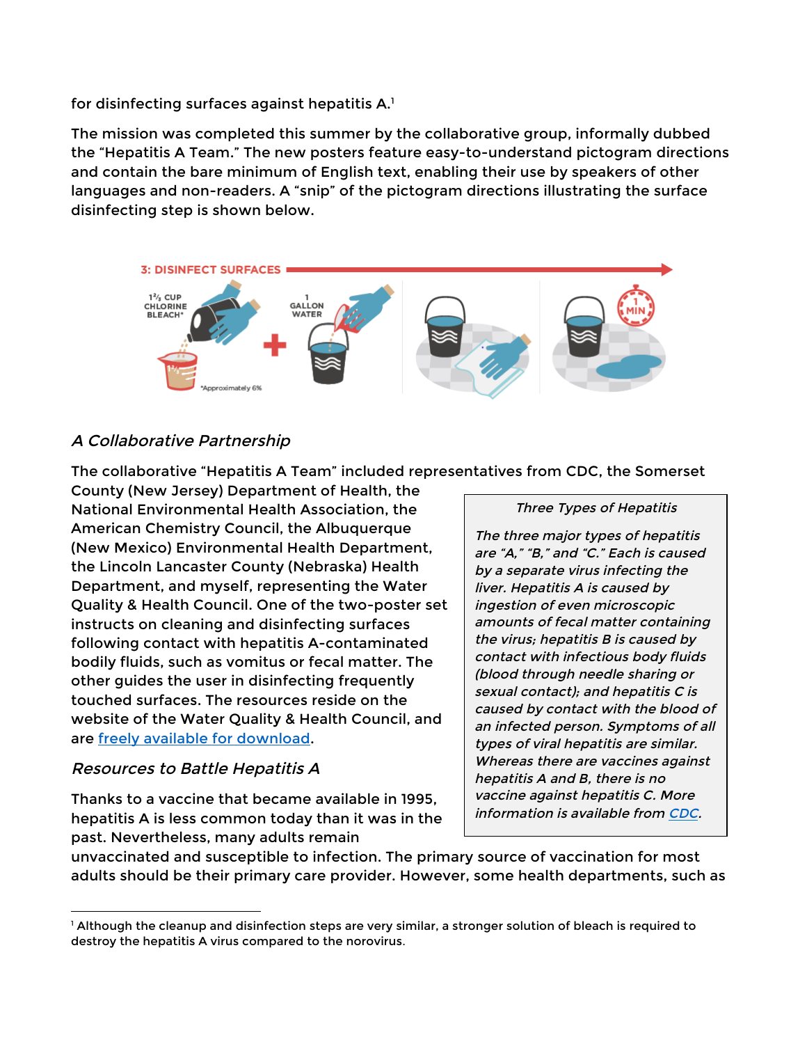for disinfecting surfaces against hepatitis A.[1]

The mission was completed this summer by the collaborative group, informally dubbed the "Hepatitis A Team." The new posters feature easy-to-understand pictogram directions and contain the bare minimum of English text, enabling their use by speakers of other languages and non-readers. A "snip" of the pictogram directions illustrating the surface disinfecting step is shown below.

3: DISINFECT SURFACES

1⅔ CUP CHLORINE BLEACH*

1 GALLON WATER

1 MIN

*Approximately 6%

## *A Collaborative Partnership*

The collaborative "Hepatitis A Team" included representatives from CDC, the Somerset County (New Jersey) Department of Health, the National Environmental Health Association, the American Chemistry Council, the Albuquerque (New Mexico) Environmental Health Department, the Lincoln Lancaster County (Nebraska) Health Department, and myself, representing the Water Quality & Health Council. One of the two-poster set instructs on cleaning and disinfecting surfaces following contact with hepatitis A-contaminated bodily fluids, such as vomitus or fecal matter. The other guides the user in disinfecting frequently touched surfaces. The resources reside on the website of the Water Quality & Health Council, and are [freely available for download](#).

> *Three Types of Hepatitis*
>
> *The three major types of hepatitis are "A," "B," and "C." Each is caused by a separate virus infecting the liver. Hepatitis A is caused by ingestion of even microscopic amounts of fecal matter containing the virus; hepatitis B is caused by contact with infectious body fluids (blood through needle sharing or sexual contact); and hepatitis C is caused by contact with the blood of an infected person. Symptoms of all types of viral hepatitis are similar. Whereas there are vaccines against hepatitis A and B, there is no vaccine against hepatitis C. More information is available from [CDC](#).*

## *Resources to Battle Hepatitis A*

Thanks to a vaccine that became available in 1995, hepatitis A is less common today than it was in the past. Nevertheless, many adults remain unvaccinated and susceptible to infection. The primary source of vaccination for most adults should be their primary care provider. However, some health departments, such as

---

[1] Although the cleanup and disinfection steps are very similar, a stronger solution of bleach is required to destroy the hepatitis A virus compared to the norovirus.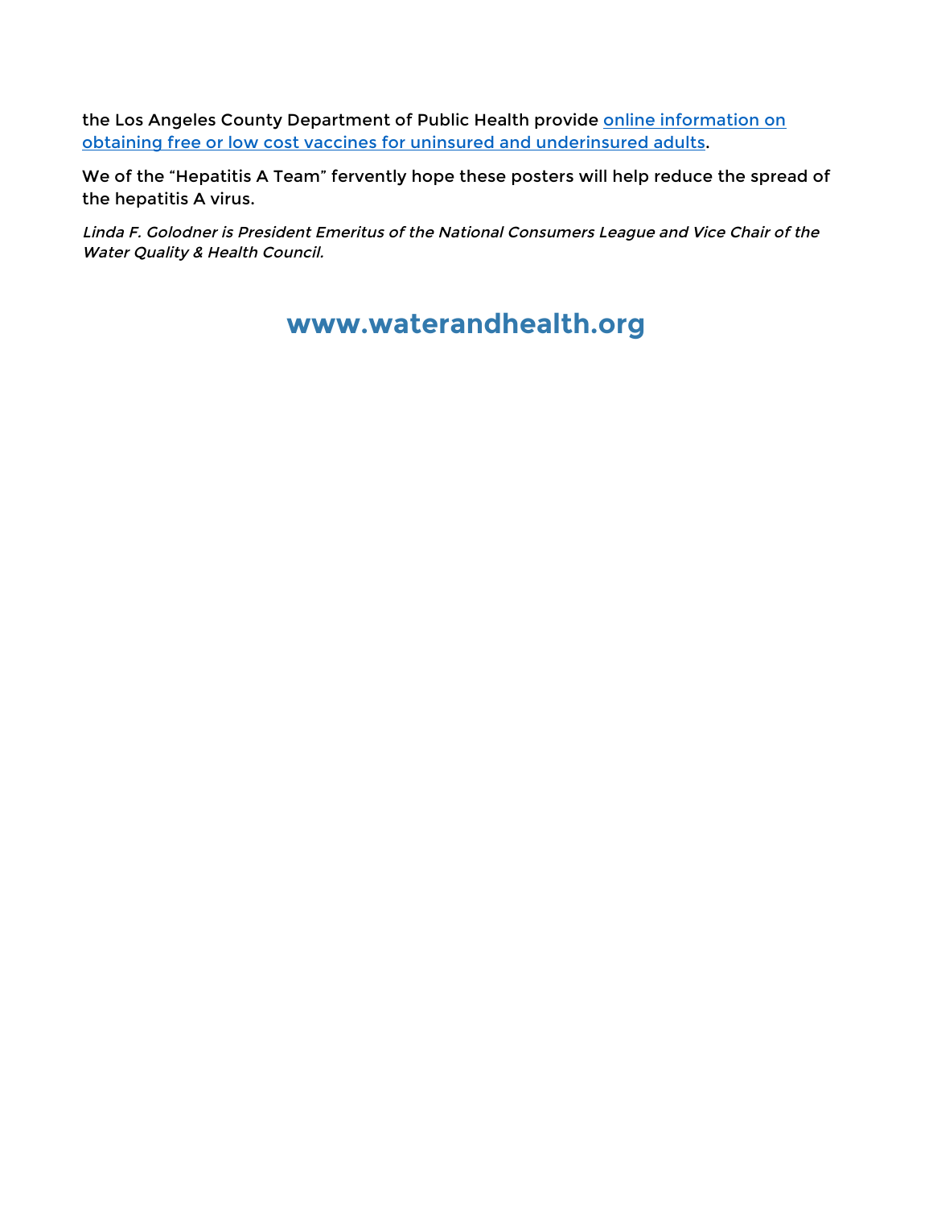the Los Angeles County Department of Public Health provide online information on obtaining free or low cost vaccines for uninsured and underinsured adults.

We of the "Hepatitis A Team" fervently hope these posters will help reduce the spread of the hepatitis A virus.

*Linda F. Golodner is President Emeritus of the National Consumers League and Vice Chair of the Water Quality & Health Council.*

**www.waterandhealth.org**